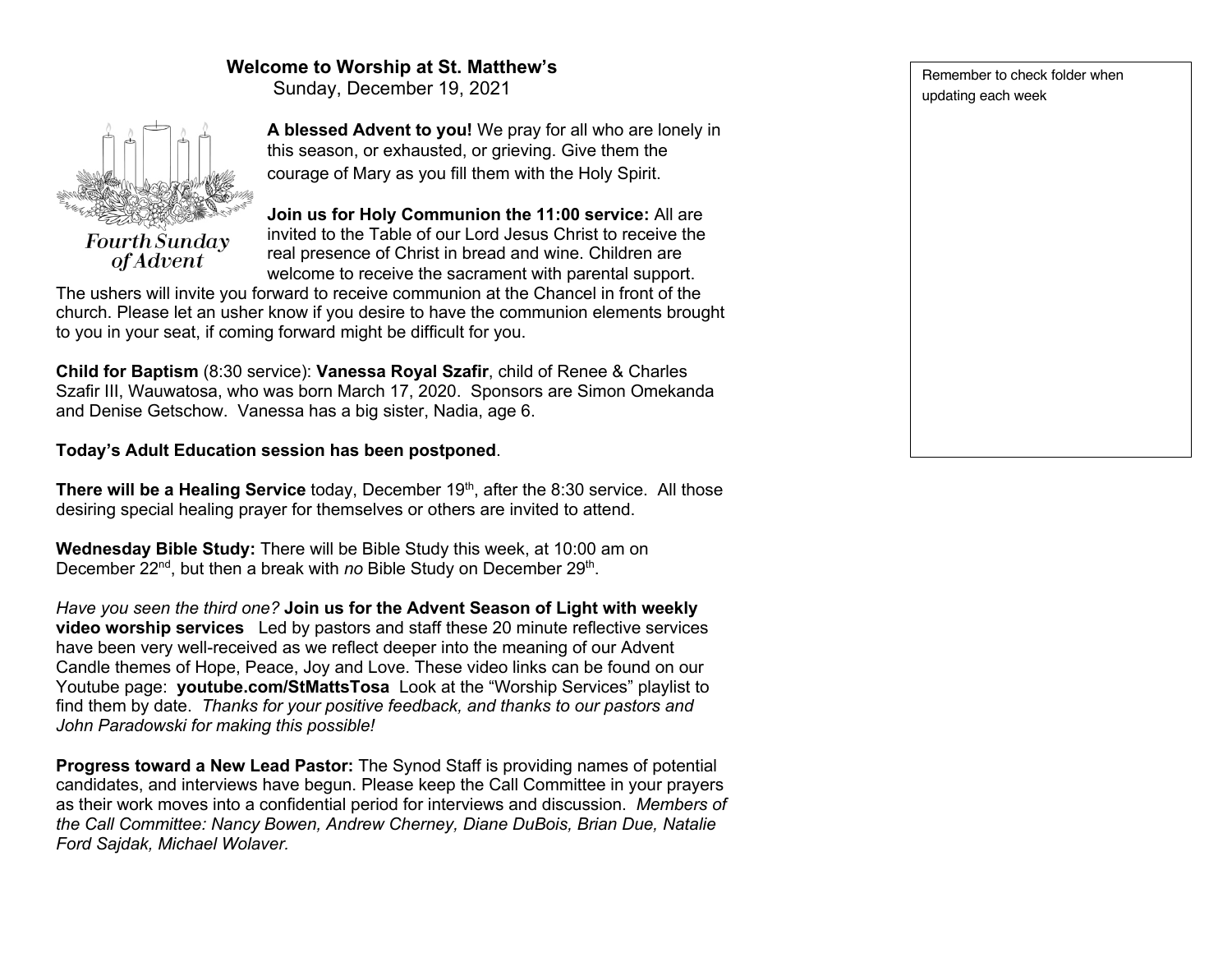# Welcome to Worship at St. Matthew's

Sunday, December 19, 2021

Fourth Sunday of Advent

**A blessed Advent to you!** We pray for all who are lonely in this season, or exhausted, or grieving. Give them the courage of Mary as you fill them with the Holy Spirit.

**Join us for Holy Communion the 11:00 service:** All are invited to the Table of our Lord Jesus Christ to receive the real presence of Christ in bread and wine. Children are welcome to receive the sacrament with parental support. The ushers will invite you forward to receive communion at the Chancel in front of the church. Please let an usher know if you desire to have the communion elements brought to you in your seat, if coming forward might be difficult for you.

**Child for Baptism** (8:30 service): **Vanessa Royal Szafir**, child of Renee & Charles Szafir III, Wauwatosa, who was born March 17, 2020. Sponsors are Simon Omekanda and Denise Getschow. Vanessa has a big sister, Nadia, age 6.

**Today's Adult Education session has been postponed**.

**There will be a Healing Service** today, December 19th, after the 8:30 service. All those desiring special healing prayer for themselves or others are invited to attend.

**Wednesday Bible Study:** There will be Bible Study this week, at 10:00 am on December 22nd, but then a break with *no* Bible Study on December 29th.

*Have you seen the third one?* **Join us for the Advent Season of Light with weekly video worship services** Led by pastors and staff these 20 minute reflective services have been very well-received as we reflect deeper into the meaning of our Advent Candle themes of Hope, Peace, Joy and Love. These video links can be found on our Youtube page: **youtube.com/StMattsTosa** Look at the "Worship Services" playlist to find them by date. *Thanks for your positive feedback, and thanks to our pastors and John Paradowski for making this possible!*

**Progress toward a New Lead Pastor:** The Synod Staff is providing names of potential candidates, and interviews have begun. Please keep the Call Committee in your prayers as their work moves into a confidential period for interviews and discussion. *Members of the Call Committee: Nancy Bowen, Andrew Cherney, Diane DuBois, Brian Due, Natalie Ford Sajdak, Michael Wolaver.*

Remember to check folder when updating each week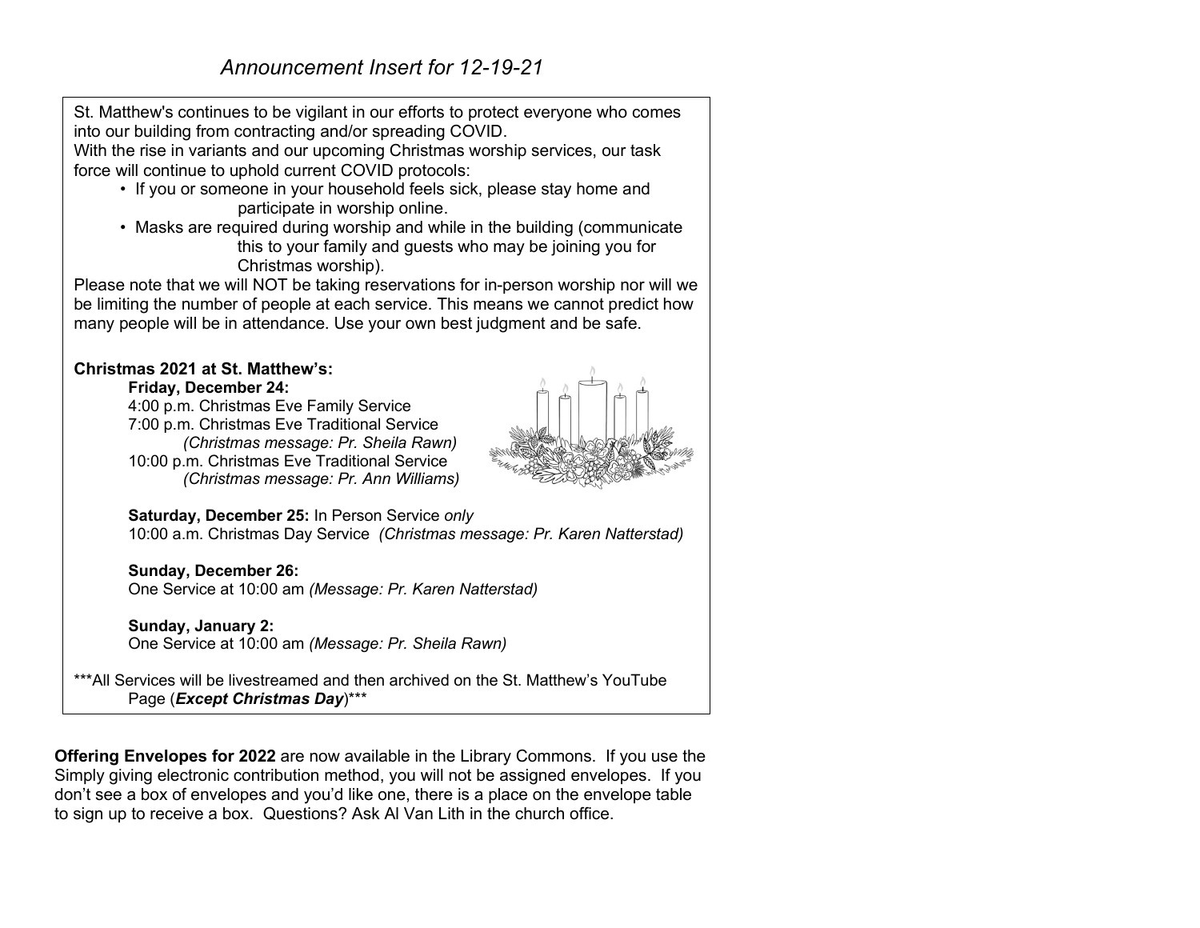*Announcement Insert for 12-19-21*

St. Matthew's continues to be vigilant in our efforts to protect everyone who comes into our building from contracting and/or spreading COVID.
With the rise in variants and our upcoming Christmas worship services, our task force will continue to uphold current COVID protocols:

- If you or someone in your household feels sick, please stay home and participate in worship online.
- Masks are required during worship and while in the building (communicate this to your family and guests who may be joining you for Christmas worship).

Please note that we will NOT be taking reservations for in-person worship nor will we be limiting the number of people at each service. This means we cannot predict how many people will be in attendance. Use your own best judgment and be safe.

**Christmas 2021 at St. Matthew's:**

**Friday, December 24:**
4:00 p.m. Christmas Eve Family Service
7:00 p.m. Christmas Eve Traditional Service
*(Christmas message: Pr. Sheila Rawn)*
10:00 p.m. Christmas Eve Traditional Service
*(Christmas message: Pr. Ann Williams)*

**Saturday, December 25:** In Person Service *only*
10:00 a.m. Christmas Day Service *(Christmas message: Pr. Karen Natterstad)*

**Sunday, December 26:**
One Service at 10:00 am *(Message: Pr. Karen Natterstad)*

**Sunday, January 2:**
One Service at 10:00 am *(Message: Pr. Sheila Rawn)*

***All Services will be livestreamed and then archived on the St. Matthew's YouTube Page (***Except Christmas Day***)***

**Offering Envelopes for 2022** are now available in the Library Commons. If you use the Simply giving electronic contribution method, you will not be assigned envelopes. If you don't see a box of envelopes and you'd like one, there is a place on the envelope table to sign up to receive a box. Questions? Ask Al Van Lith in the church office.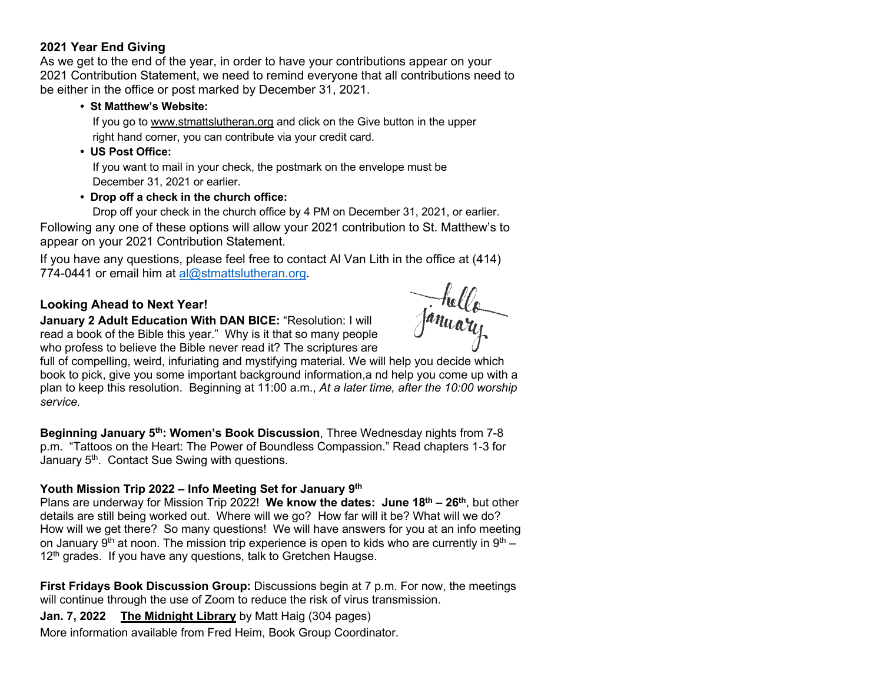### 2021 Year End Giving

As we get to the end of the year, in order to have your contributions appear on your 2021 Contribution Statement, we need to remind everyone that all contributions need to be either in the office or post marked by December 31, 2021.

- **St Matthew's Website:**
  If you go to www.stmattslutheran.org and click on the Give button in the upper right hand corner, you can contribute via your credit card.
- **US Post Office:**
  If you want to mail in your check, the postmark on the envelope must be December 31, 2021 or earlier.
- **Drop off a check in the church office:**
  Drop off your check in the church office by 4 PM on December 31, 2021, or earlier.

Following any one of these options will allow your 2021 contribution to St. Matthew's to appear on your 2021 Contribution Statement.

If you have any questions, please feel free to contact Al Van Lith in the office at (414) 774-0441 or email him at al@stmattslutheran.org.

### Looking Ahead to Next Year!

hello January

**January 2 Adult Education With DAN BICE:** "Resolution: I will read a book of the Bible this year." Why is it that so many people who profess to believe the Bible never read it? The scriptures are full of compelling, weird, infuriating and mystifying material. We will help you decide which book to pick, give you some important background information,a nd help you come up with a plan to keep this resolution. Beginning at 11:00 a.m., *At a later time, after the 10:00 worship service.*

**Beginning January 5th: Women's Book Discussion**, Three Wednesday nights from 7-8 p.m. "Tattoos on the Heart: The Power of Boundless Compassion." Read chapters 1-3 for January 5th. Contact Sue Swing with questions.

**Youth Mission Trip 2022 – Info Meeting Set for January 9th**

Plans are underway for Mission Trip 2022! **We know the dates: June 18th – 26th**, but other details are still being worked out. Where will we go? How far will it be? What will we do? How will we get there? So many questions! We will have answers for you at an info meeting on January 9th at noon. The mission trip experience is open to kids who are currently in 9th – 12th grades. If you have any questions, talk to Gretchen Haugse.

**First Fridays Book Discussion Group:** Discussions begin at 7 p.m. For now, the meetings will continue through the use of Zoom to reduce the risk of virus transmission.

**Jan. 7, 2022** **The Midnight Library** by Matt Haig (304 pages)

More information available from Fred Heim, Book Group Coordinator.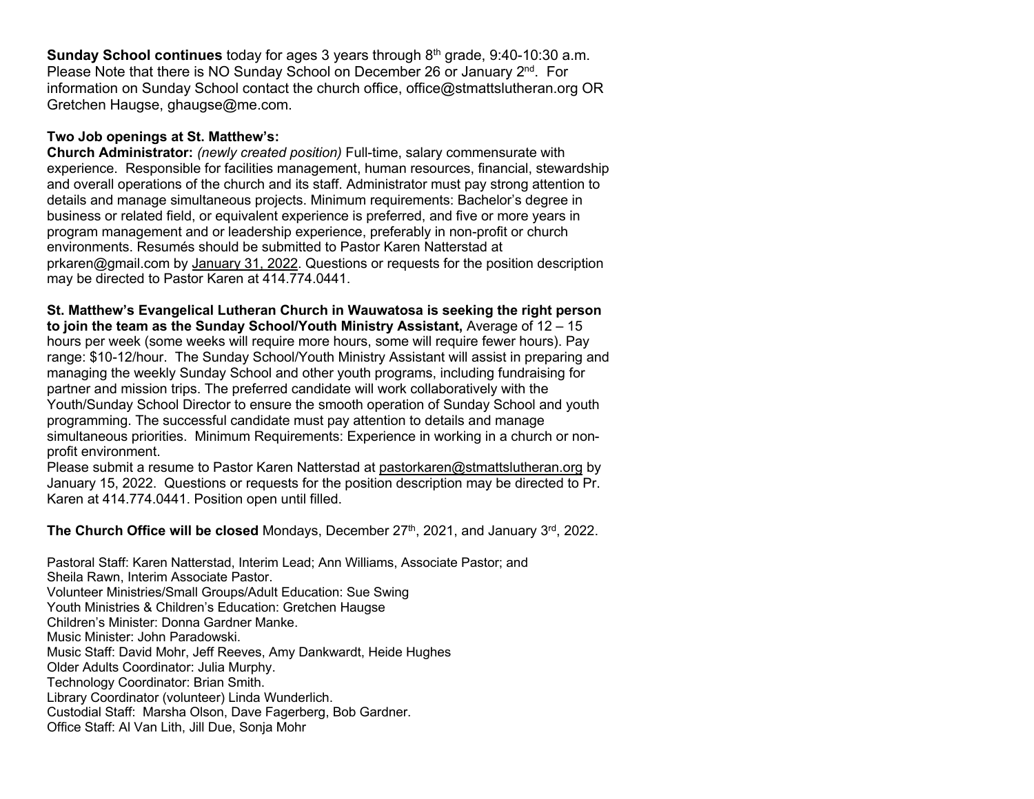**Sunday School continues** today for ages 3 years through 8th grade, 9:40-10:30 a.m. Please Note that there is NO Sunday School on December 26 or January 2nd. For information on Sunday School contact the church office, office@stmattslutheran.org OR Gretchen Haugse, ghaugse@me.com.

**Two Job openings at St. Matthew's:**

**Church Administrator:** *(newly created position)* Full-time, salary commensurate with experience. Responsible for facilities management, human resources, financial, stewardship and overall operations of the church and its staff. Administrator must pay strong attention to details and manage simultaneous projects. Minimum requirements: Bachelor's degree in business or related field, or equivalent experience is preferred, and five or more years in program management and or leadership experience, preferably in non-profit or church environments. Resumés should be submitted to Pastor Karen Natterstad at prkaren@gmail.com by January 31, 2022. Questions or requests for the position description may be directed to Pastor Karen at 414.774.0441.

**St. Matthew's Evangelical Lutheran Church in Wauwatosa is seeking the right person to join the team as the Sunday School/Youth Ministry Assistant,** Average of 12 – 15 hours per week (some weeks will require more hours, some will require fewer hours). Pay range: $10-12/hour. The Sunday School/Youth Ministry Assistant will assist in preparing and managing the weekly Sunday School and other youth programs, including fundraising for partner and mission trips. The preferred candidate will work collaboratively with the Youth/Sunday School Director to ensure the smooth operation of Sunday School and youth programming. The successful candidate must pay attention to details and manage simultaneous priorities. Minimum Requirements: Experience in working in a church or non-profit environment.

Please submit a resume to Pastor Karen Natterstad at pastorkaren@stmattslutheran.org by January 15, 2022. Questions or requests for the position description may be directed to Pr. Karen at 414.774.0441. Position open until filled.

**The Church Office will be closed** Mondays, December 27th, 2021, and January 3rd, 2022.

Pastoral Staff: Karen Natterstad, Interim Lead; Ann Williams, Associate Pastor; and Sheila Rawn, Interim Associate Pastor.
Volunteer Ministries/Small Groups/Adult Education: Sue Swing
Youth Ministries & Children's Education: Gretchen Haugse
Children's Minister: Donna Gardner Manke.
Music Minister: John Paradowski.
Music Staff: David Mohr, Jeff Reeves, Amy Dankwardt, Heide Hughes
Older Adults Coordinator: Julia Murphy.
Technology Coordinator: Brian Smith.
Library Coordinator (volunteer) Linda Wunderlich.
Custodial Staff: Marsha Olson, Dave Fagerberg, Bob Gardner.
Office Staff: Al Van Lith, Jill Due, Sonja Mohr